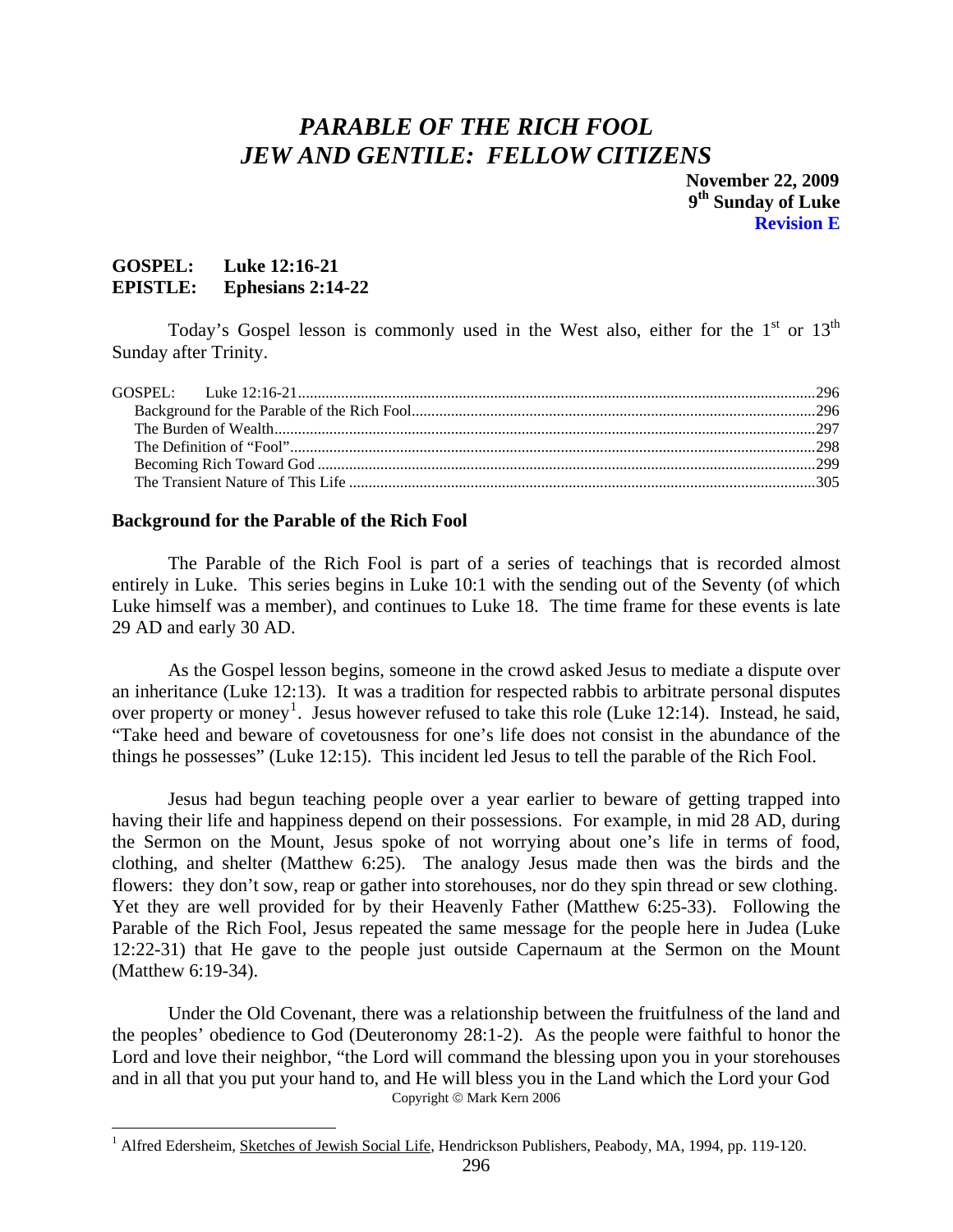# *PARABLE OF THE RICH FOOL*
# *JEW AND GENTILE: FELLOW CITIZENS*

**November 22, 2009**
**9th Sunday of Luke**
**Revision E**

**GOSPEL: Luke 12:16-21**
**EPISTLE: Ephesians 2:14-22**

Today's Gospel lesson is commonly used in the West also, either for the 1st or 13th Sunday after Trinity.

GOSPEL: Luke 12:16-21 ....... 296
- Background for the Parable of the Rich Fool ....... 296
- The Burden of Wealth ....... 297
- The Definition of "Fool" ....... 298
- Becoming Rich Toward God ....... 299
- The Transient Nature of This Life ....... 305

### Background for the Parable of the Rich Fool

The Parable of the Rich Fool is part of a series of teachings that is recorded almost entirely in Luke. This series begins in Luke 10:1 with the sending out of the Seventy (of which Luke himself was a member), and continues to Luke 18. The time frame for these events is late 29 AD and early 30 AD.

As the Gospel lesson begins, someone in the crowd asked Jesus to mediate a dispute over an inheritance (Luke 12:13). It was a tradition for respected rabbis to arbitrate personal disputes over property or money[1]. Jesus however refused to take this role (Luke 12:14). Instead, he said, "Take heed and beware of covetousness for one's life does not consist in the abundance of the things he possesses" (Luke 12:15). This incident led Jesus to tell the parable of the Rich Fool.

Jesus had begun teaching people over a year earlier to beware of getting trapped into having their life and happiness depend on their possessions. For example, in mid 28 AD, during the Sermon on the Mount, Jesus spoke of not worrying about one's life in terms of food, clothing, and shelter (Matthew 6:25). The analogy Jesus made then was the birds and the flowers: they don't sow, reap or gather into storehouses, nor do they spin thread or sew clothing. Yet they are well provided for by their Heavenly Father (Matthew 6:25-33). Following the Parable of the Rich Fool, Jesus repeated the same message for the people here in Judea (Luke 12:22-31) that He gave to the people just outside Capernaum at the Sermon on the Mount (Matthew 6:19-34).

Under the Old Covenant, there was a relationship between the fruitfulness of the land and the peoples' obedience to God (Deuteronomy 28:1-2). As the people were faithful to honor the Lord and love their neighbor, "the Lord will command the blessing upon you in your storehouses and in all that you put your hand to, and He will bless you in the Land which the Lord your God

Copyright © Mark Kern 2006

[1] Alfred Edersheim, Sketches of Jewish Social Life, Hendrickson Publishers, Peabody, MA, 1994, pp. 119-120.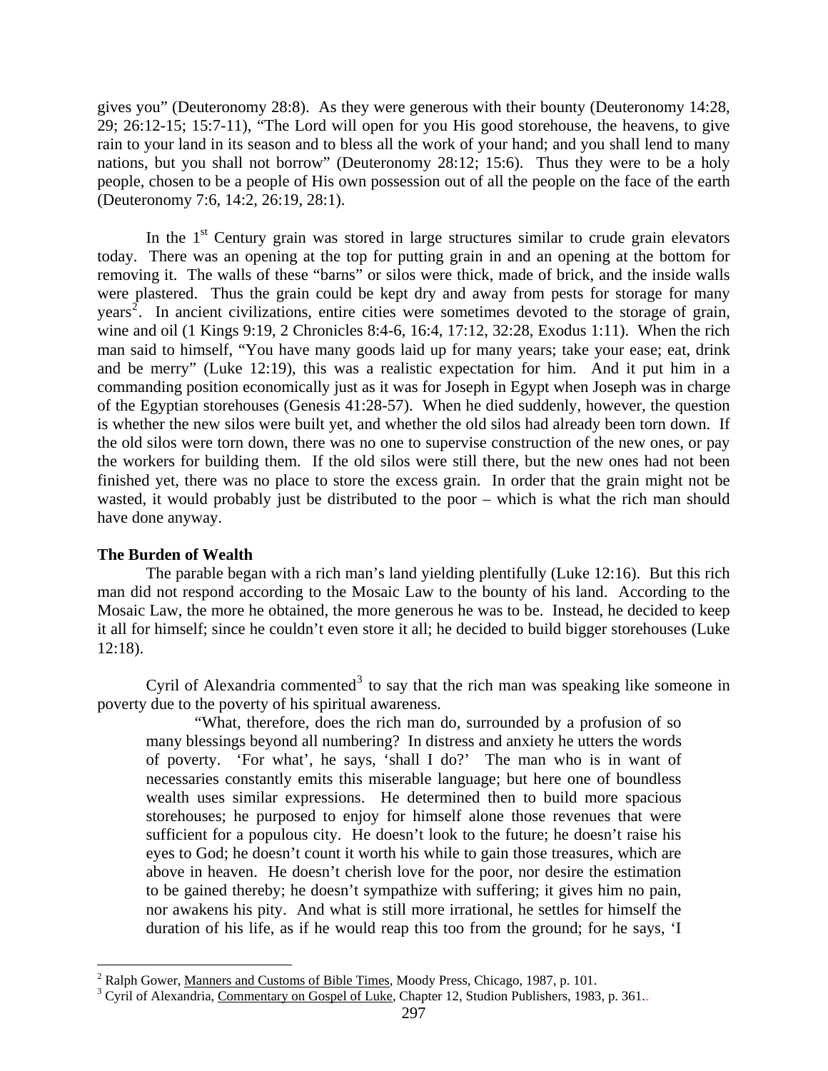gives you" (Deuteronomy 28:8). As they were generous with their bounty (Deuteronomy 14:28, 29; 26:12-15; 15:7-11), "The Lord will open for you His good storehouse, the heavens, to give rain to your land in its season and to bless all the work of your hand; and you shall lend to many nations, but you shall not borrow" (Deuteronomy 28:12; 15:6). Thus they were to be a holy people, chosen to be a people of His own possession out of all the people on the face of the earth (Deuteronomy 7:6, 14:2, 26:19, 28:1).

In the 1st Century grain was stored in large structures similar to crude grain elevators today. There was an opening at the top for putting grain in and an opening at the bottom for removing it. The walls of these "barns" or silos were thick, made of brick, and the inside walls were plastered. Thus the grain could be kept dry and away from pests for storage for many years[2]. In ancient civilizations, entire cities were sometimes devoted to the storage of grain, wine and oil (1 Kings 9:19, 2 Chronicles 8:4-6, 16:4, 17:12, 32:28, Exodus 1:11). When the rich man said to himself, "You have many goods laid up for many years; take your ease; eat, drink and be merry" (Luke 12:19), this was a realistic expectation for him. And it put him in a commanding position economically just as it was for Joseph in Egypt when Joseph was in charge of the Egyptian storehouses (Genesis 41:28-57). When he died suddenly, however, the question is whether the new silos were built yet, and whether the old silos had already been torn down. If the old silos were torn down, there was no one to supervise construction of the new ones, or pay the workers for building them. If the old silos were still there, but the new ones had not been finished yet, there was no place to store the excess grain. In order that the grain might not be wasted, it would probably just be distributed to the poor – which is what the rich man should have done anyway.

**The Burden of Wealth**

The parable began with a rich man's land yielding plentifully (Luke 12:16). But this rich man did not respond according to the Mosaic Law to the bounty of his land. According to the Mosaic Law, the more he obtained, the more generous he was to be. Instead, he decided to keep it all for himself; since he couldn't even store it all; he decided to build bigger storehouses (Luke 12:18).

Cyril of Alexandria commented[3] to say that the rich man was speaking like someone in poverty due to the poverty of his spiritual awareness.

> "What, therefore, does the rich man do, surrounded by a profusion of so many blessings beyond all numbering? In distress and anxiety he utters the words of poverty. 'For what', he says, 'shall I do?' The man who is in want of necessaries constantly emits this miserable language; but here one of boundless wealth uses similar expressions. He determined then to build more spacious storehouses; he purposed to enjoy for himself alone those revenues that were sufficient for a populous city. He doesn't look to the future; he doesn't raise his eyes to God; he doesn't count it worth his while to gain those treasures, which are above in heaven. He doesn't cherish love for the poor, nor desire the estimation to be gained thereby; he doesn't sympathize with suffering; it gives him no pain, nor awakens his pity. And what is still more irrational, he settles for himself the duration of his life, as if he would reap this too from the ground; for he says, 'I

---

[2] Ralph Gower, Manners and Customs of Bible Times, Moody Press, Chicago, 1987, p. 101.

[3] Cyril of Alexandria, Commentary on Gospel of Luke, Chapter 12, Studion Publishers, 1983, p. 361..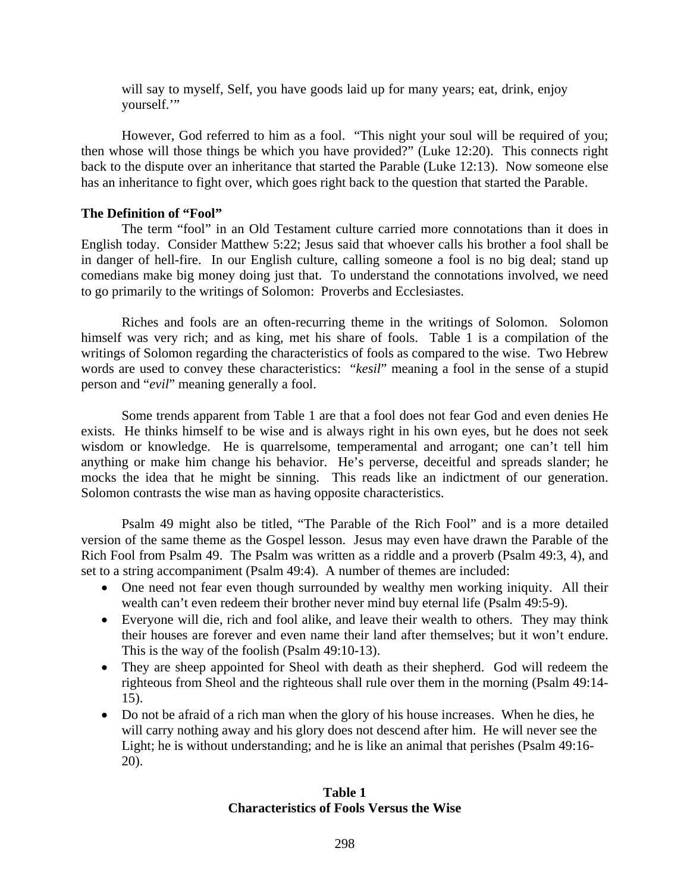will say to myself, Self, you have goods laid up for many years; eat, drink, enjoy yourself.'"

However, God referred to him as a fool. "This night your soul will be required of you; then whose will those things be which you have provided?" (Luke 12:20). This connects right back to the dispute over an inheritance that started the Parable (Luke 12:13). Now someone else has an inheritance to fight over, which goes right back to the question that started the Parable.

**The Definition of "Fool"**

The term "fool" in an Old Testament culture carried more connotations than it does in English today. Consider Matthew 5:22; Jesus said that whoever calls his brother a fool shall be in danger of hell-fire. In our English culture, calling someone a fool is no big deal; stand up comedians make big money doing just that. To understand the connotations involved, we need to go primarily to the writings of Solomon: Proverbs and Ecclesiastes.

Riches and fools are an often-recurring theme in the writings of Solomon. Solomon himself was very rich; and as king, met his share of fools. Table 1 is a compilation of the writings of Solomon regarding the characteristics of fools as compared to the wise. Two Hebrew words are used to convey these characteristics: "*kesil*" meaning a fool in the sense of a stupid person and "*evil*" meaning generally a fool.

Some trends apparent from Table 1 are that a fool does not fear God and even denies He exists. He thinks himself to be wise and is always right in his own eyes, but he does not seek wisdom or knowledge. He is quarrelsome, temperamental and arrogant; one can't tell him anything or make him change his behavior. He's perverse, deceitful and spreads slander; he mocks the idea that he might be sinning. This reads like an indictment of our generation. Solomon contrasts the wise man as having opposite characteristics.

Psalm 49 might also be titled, "The Parable of the Rich Fool" and is a more detailed version of the same theme as the Gospel lesson. Jesus may even have drawn the Parable of the Rich Fool from Psalm 49. The Psalm was written as a riddle and a proverb (Psalm 49:3, 4), and set to a string accompaniment (Psalm 49:4). A number of themes are included:

- One need not fear even though surrounded by wealthy men working iniquity. All their wealth can't even redeem their brother never mind buy eternal life (Psalm 49:5-9).
- Everyone will die, rich and fool alike, and leave their wealth to others. They may think their houses are forever and even name their land after themselves; but it won't endure. This is the way of the foolish (Psalm 49:10-13).
- They are sheep appointed for Sheol with death as their shepherd. God will redeem the righteous from Sheol and the righteous shall rule over them in the morning (Psalm 49:14-15).
- Do not be afraid of a rich man when the glory of his house increases. When he dies, he will carry nothing away and his glory does not descend after him. He will never see the Light; he is without understanding; and he is like an animal that perishes (Psalm 49:16-20).

**Table 1**
**Characteristics of Fools Versus the Wise**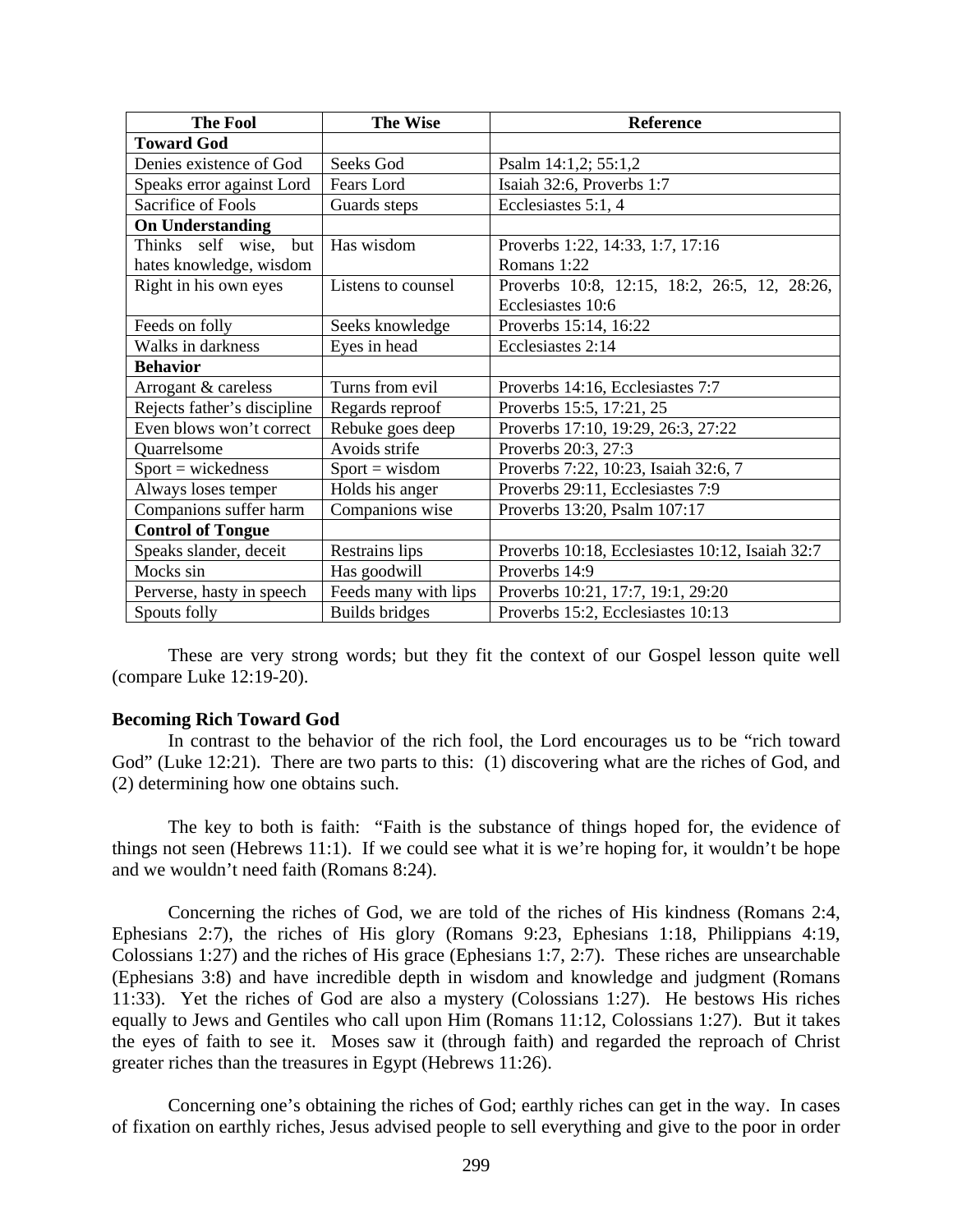| The Fool | The Wise | Reference |
| --- | --- | --- |
| **Toward God** | | |
| Denies existence of God | Seeks God | Psalm 14:1,2; 55:1,2 |
| Speaks error against Lord | Fears Lord | Isaiah 32:6, Proverbs 1:7 |
| Sacrifice of Fools | Guards steps | Ecclesiastes 5:1, 4 |
| **On Understanding** | | |
| Thinks self wise, but hates knowledge, wisdom | Has wisdom | Proverbs 1:22, 14:33, 1:7, 17:16 Romans 1:22 |
| Right in his own eyes | Listens to counsel | Proverbs 10:8, 12:15, 18:2, 26:5, 12, 28:26, Ecclesiastes 10:6 |
| Feeds on folly | Seeks knowledge | Proverbs 15:14, 16:22 |
| Walks in darkness | Eyes in head | Ecclesiastes 2:14 |
| **Behavior** | | |
| Arrogant & careless | Turns from evil | Proverbs 14:16, Ecclesiastes 7:7 |
| Rejects father's discipline | Regards reproof | Proverbs 15:5, 17:21, 25 |
| Even blows won't correct | Rebuke goes deep | Proverbs 17:10, 19:29, 26:3, 27:22 |
| Quarrelsome | Avoids strife | Proverbs 20:3, 27:3 |
| Sport = wickedness | Sport = wisdom | Proverbs 7:22, 10:23, Isaiah 32:6, 7 |
| Always loses temper | Holds his anger | Proverbs 29:11, Ecclesiastes 7:9 |
| Companions suffer harm | Companions wise | Proverbs 13:20, Psalm 107:17 |
| **Control of Tongue** | | |
| Speaks slander, deceit | Restrains lips | Proverbs 10:18, Ecclesiastes 10:12, Isaiah 32:7 |
| Mocks sin | Has goodwill | Proverbs 14:9 |
| Perverse, hasty in speech | Feeds many with lips | Proverbs 10:21, 17:7, 19:1, 29:20 |
| Spouts folly | Builds bridges | Proverbs 15:2, Ecclesiastes 10:13 |

These are very strong words; but they fit the context of our Gospel lesson quite well (compare Luke 12:19-20).

**Becoming Rich Toward God**

In contrast to the behavior of the rich fool, the Lord encourages us to be "rich toward God" (Luke 12:21). There are two parts to this: (1) discovering what are the riches of God, and (2) determining how one obtains such.

The key to both is faith: "Faith is the substance of things hoped for, the evidence of things not seen (Hebrews 11:1). If we could see what it is we're hoping for, it wouldn't be hope and we wouldn't need faith (Romans 8:24).

Concerning the riches of God, we are told of the riches of His kindness (Romans 2:4, Ephesians 2:7), the riches of His glory (Romans 9:23, Ephesians 1:18, Philippians 4:19, Colossians 1:27) and the riches of His grace (Ephesians 1:7, 2:7). These riches are unsearchable (Ephesians 3:8) and have incredible depth in wisdom and knowledge and judgment (Romans 11:33). Yet the riches of God are also a mystery (Colossians 1:27). He bestows His riches equally to Jews and Gentiles who call upon Him (Romans 11:12, Colossians 1:27). But it takes the eyes of faith to see it. Moses saw it (through faith) and regarded the reproach of Christ greater riches than the treasures in Egypt (Hebrews 11:26).

Concerning one's obtaining the riches of God; earthly riches can get in the way. In cases of fixation on earthly riches, Jesus advised people to sell everything and give to the poor in order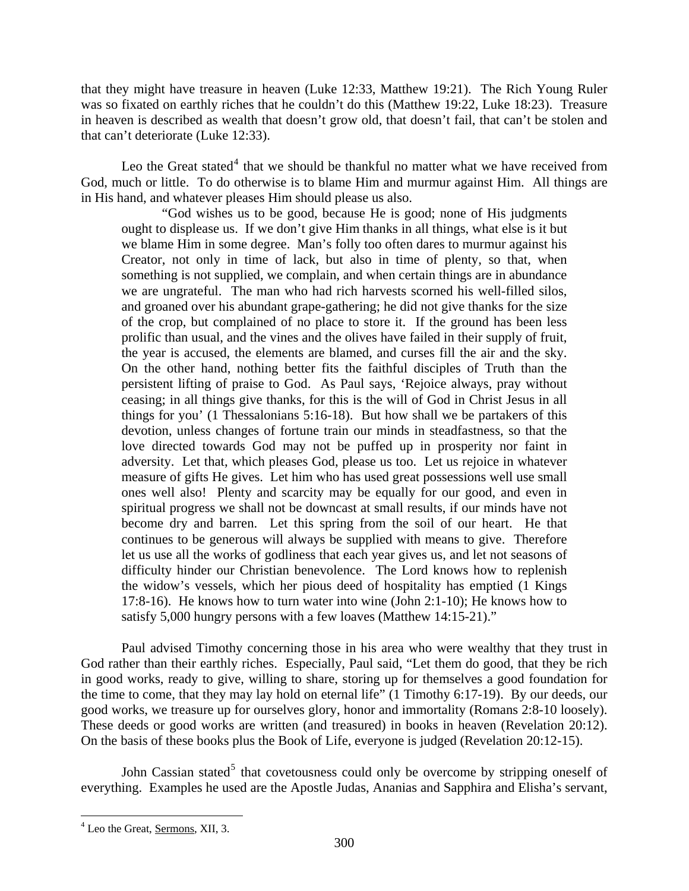that they might have treasure in heaven (Luke 12:33, Matthew 19:21). The Rich Young Ruler was so fixated on earthly riches that he couldn't do this (Matthew 19:22, Luke 18:23). Treasure in heaven is described as wealth that doesn't grow old, that doesn't fail, that can't be stolen and that can't deteriorate (Luke 12:33).

Leo the Great stated[4] that we should be thankful no matter what we have received from God, much or little. To do otherwise is to blame Him and murmur against Him. All things are in His hand, and whatever pleases Him should please us also.

> "God wishes us to be good, because He is good; none of His judgments ought to displease us. If we don't give Him thanks in all things, what else is it but we blame Him in some degree. Man's folly too often dares to murmur against his Creator, not only in time of lack, but also in time of plenty, so that, when something is not supplied, we complain, and when certain things are in abundance we are ungrateful. The man who had rich harvests scorned his well-filled silos, and groaned over his abundant grape-gathering; he did not give thanks for the size of the crop, but complained of no place to store it. If the ground has been less prolific than usual, and the vines and the olives have failed in their supply of fruit, the year is accused, the elements are blamed, and curses fill the air and the sky. On the other hand, nothing better fits the faithful disciples of Truth than the persistent lifting of praise to God. As Paul says, 'Rejoice always, pray without ceasing; in all things give thanks, for this is the will of God in Christ Jesus in all things for you' (1 Thessalonians 5:16-18). But how shall we be partakers of this devotion, unless changes of fortune train our minds in steadfastness, so that the love directed towards God may not be puffed up in prosperity nor faint in adversity. Let that, which pleases God, please us too. Let us rejoice in whatever measure of gifts He gives. Let him who has used great possessions well use small ones well also! Plenty and scarcity may be equally for our good, and even in spiritual progress we shall not be downcast at small results, if our minds have not become dry and barren. Let this spring from the soil of our heart. He that continues to be generous will always be supplied with means to give. Therefore let us use all the works of godliness that each year gives us, and let not seasons of difficulty hinder our Christian benevolence. The Lord knows how to replenish the widow's vessels, which her pious deed of hospitality has emptied (1 Kings 17:8-16). He knows how to turn water into wine (John 2:1-10); He knows how to satisfy 5,000 hungry persons with a few loaves (Matthew 14:15-21)."

Paul advised Timothy concerning those in his area who were wealthy that they trust in God rather than their earthly riches. Especially, Paul said, "Let them do good, that they be rich in good works, ready to give, willing to share, storing up for themselves a good foundation for the time to come, that they may lay hold on eternal life" (1 Timothy 6:17-19). By our deeds, our good works, we treasure up for ourselves glory, honor and immortality (Romans 2:8-10 loosely). These deeds or good works are written (and treasured) in books in heaven (Revelation 20:12). On the basis of these books plus the Book of Life, everyone is judged (Revelation 20:12-15).

John Cassian stated[5] that covetousness could only be overcome by stripping oneself of everything. Examples he used are the Apostle Judas, Ananias and Sapphira and Elisha's servant,

---

[4] Leo the Great, Sermons, XII, 3.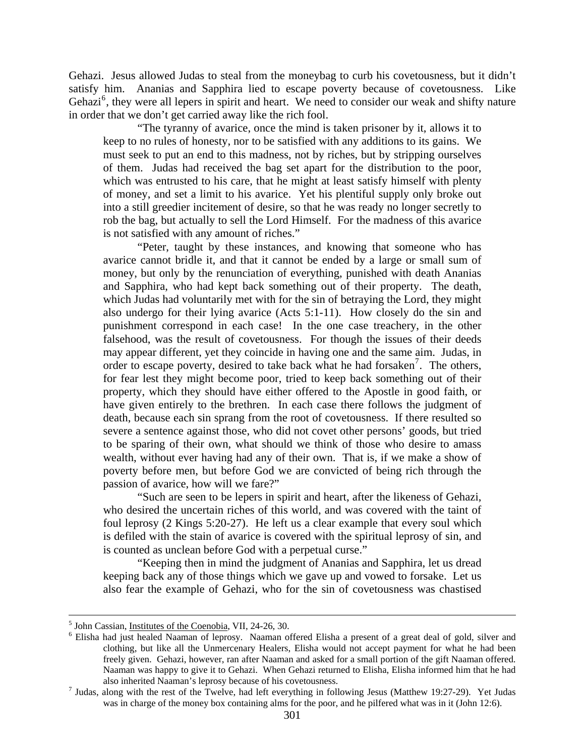Gehazi. Jesus allowed Judas to steal from the moneybag to curb his covetousness, but it didn't satisfy him. Ananias and Sapphira lied to escape poverty because of covetousness. Like Gehazi[6], they were all lepers in spirit and heart. We need to consider our weak and shifty nature in order that we don't get carried away like the rich fool.

> "The tyranny of avarice, once the mind is taken prisoner by it, allows it to keep to no rules of honesty, nor to be satisfied with any additions to its gains. We must seek to put an end to this madness, not by riches, but by stripping ourselves of them. Judas had received the bag set apart for the distribution to the poor, which was entrusted to his care, that he might at least satisfy himself with plenty of money, and set a limit to his avarice. Yet his plentiful supply only broke out into a still greedier incitement of desire, so that he was ready no longer secretly to rob the bag, but actually to sell the Lord Himself. For the madness of this avarice is not satisfied with any amount of riches."
>
> "Peter, taught by these instances, and knowing that someone who has avarice cannot bridle it, and that it cannot be ended by a large or small sum of money, but only by the renunciation of everything, punished with death Ananias and Sapphira, who had kept back something out of their property. The death, which Judas had voluntarily met with for the sin of betraying the Lord, they might also undergo for their lying avarice (Acts 5:1-11). How closely do the sin and punishment correspond in each case! In the one case treachery, in the other falsehood, was the result of covetousness. For though the issues of their deeds may appear different, yet they coincide in having one and the same aim. Judas, in order to escape poverty, desired to take back what he had forsaken[7]. The others, for fear lest they might become poor, tried to keep back something out of their property, which they should have either offered to the Apostle in good faith, or have given entirely to the brethren. In each case there follows the judgment of death, because each sin sprang from the root of covetousness. If there resulted so severe a sentence against those, who did not covet other persons' goods, but tried to be sparing of their own, what should we think of those who desire to amass wealth, without ever having had any of their own. That is, if we make a show of poverty before men, but before God we are convicted of being rich through the passion of avarice, how will we fare?"
>
> "Such are seen to be lepers in spirit and heart, after the likeness of Gehazi, who desired the uncertain riches of this world, and was covered with the taint of foul leprosy (2 Kings 5:20-27). He left us a clear example that every soul which is defiled with the stain of avarice is covered with the spiritual leprosy of sin, and is counted as unclean before God with a perpetual curse."
>
> "Keeping then in mind the judgment of Ananias and Sapphira, let us dread keeping back any of those things which we gave up and vowed to forsake. Let us also fear the example of Gehazi, who for the sin of covetousness was chastised

---

[5] John Cassian, Institutes of the Coenobia, VII, 24-26, 30.

[6] Elisha had just healed Naaman of leprosy. Naaman offered Elisha a present of a great deal of gold, silver and clothing, but like all the Unmercenary Healers, Elisha would not accept payment for what he had been freely given. Gehazi, however, ran after Naaman and asked for a small portion of the gift Naaman offered. Naaman was happy to give it to Gehazi. When Gehazi returned to Elisha, Elisha informed him that he had also inherited Naaman's leprosy because of his covetousness.

[7] Judas, along with the rest of the Twelve, had left everything in following Jesus (Matthew 19:27-29). Yet Judas was in charge of the money box containing alms for the poor, and he pilfered what was in it (John 12:6).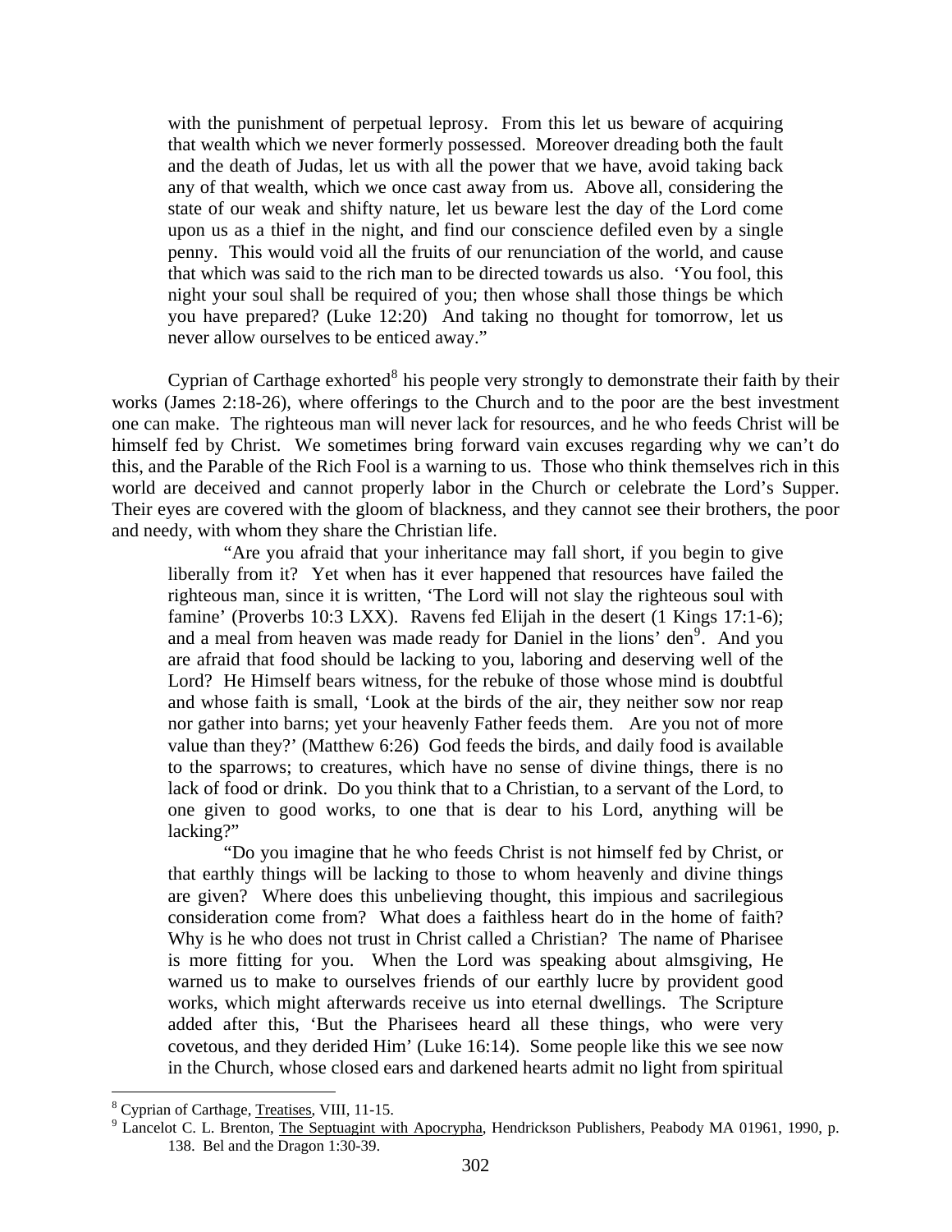> with the punishment of perpetual leprosy. From this let us beware of acquiring that wealth which we never formerly possessed. Moreover dreading both the fault and the death of Judas, let us with all the power that we have, avoid taking back any of that wealth, which we once cast away from us. Above all, considering the state of our weak and shifty nature, let us beware lest the day of the Lord come upon us as a thief in the night, and find our conscience defiled even by a single penny. This would void all the fruits of our renunciation of the world, and cause that which was said to the rich man to be directed towards us also. 'You fool, this night your soul shall be required of you; then whose shall those things be which you have prepared? (Luke 12:20) And taking no thought for tomorrow, let us never allow ourselves to be enticed away."

Cyprian of Carthage exhorted[8] his people very strongly to demonstrate their faith by their works (James 2:18-26), where offerings to the Church and to the poor are the best investment one can make. The righteous man will never lack for resources, and he who feeds Christ will be himself fed by Christ. We sometimes bring forward vain excuses regarding why we can't do this, and the Parable of the Rich Fool is a warning to us. Those who think themselves rich in this world are deceived and cannot properly labor in the Church or celebrate the Lord's Supper. Their eyes are covered with the gloom of blackness, and they cannot see their brothers, the poor and needy, with whom they share the Christian life.

> "Are you afraid that your inheritance may fall short, if you begin to give liberally from it? Yet when has it ever happened that resources have failed the righteous man, since it is written, 'The Lord will not slay the righteous soul with famine' (Proverbs 10:3 LXX). Ravens fed Elijah in the desert (1 Kings 17:1-6); and a meal from heaven was made ready for Daniel in the lions' den[9]. And you are afraid that food should be lacking to you, laboring and deserving well of the Lord? He Himself bears witness, for the rebuke of those whose mind is doubtful and whose faith is small, 'Look at the birds of the air, they neither sow nor reap nor gather into barns; yet your heavenly Father feeds them. Are you not of more value than they?' (Matthew 6:26) God feeds the birds, and daily food is available to the sparrows; to creatures, which have no sense of divine things, there is no lack of food or drink. Do you think that to a Christian, to a servant of the Lord, to one given to good works, to one that is dear to his Lord, anything will be lacking?"
>
> "Do you imagine that he who feeds Christ is not himself fed by Christ, or that earthly things will be lacking to those to whom heavenly and divine things are given? Where does this unbelieving thought, this impious and sacrilegious consideration come from? What does a faithless heart do in the home of faith? Why is he who does not trust in Christ called a Christian? The name of Pharisee is more fitting for you. When the Lord was speaking about almsgiving, He warned us to make to ourselves friends of our earthly lucre by provident good works, which might afterwards receive us into eternal dwellings. The Scripture added after this, 'But the Pharisees heard all these things, who were very covetous, and they derided Him' (Luke 16:14). Some people like this we see now in the Church, whose closed ears and darkened hearts admit no light from spiritual

---

[8] Cyprian of Carthage, Treatises, VIII, 11-15.

[9] Lancelot C. L. Brenton, The Septuagint with Apocrypha, Hendrickson Publishers, Peabody MA 01961, 1990, p. 138. Bel and the Dragon 1:30-39.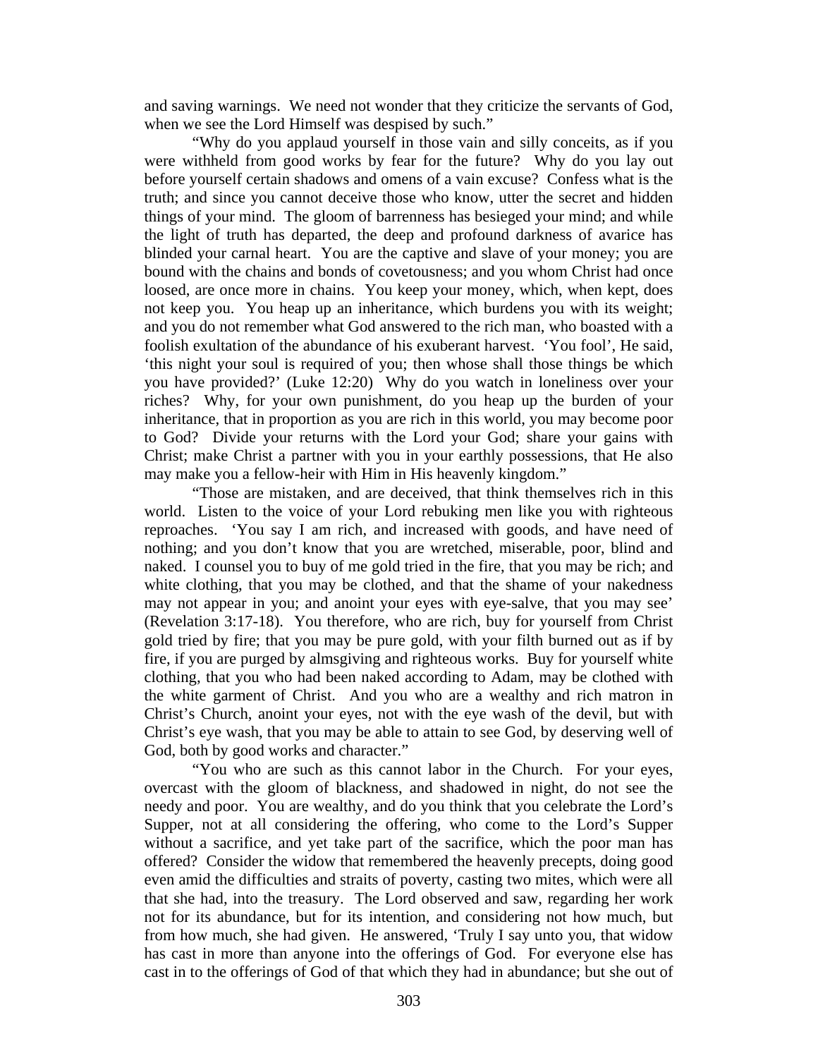and saving warnings. We need not wonder that they criticize the servants of God, when we see the Lord Himself was despised by such."

"Why do you applaud yourself in those vain and silly conceits, as if you were withheld from good works by fear for the future? Why do you lay out before yourself certain shadows and omens of a vain excuse? Confess what is the truth; and since you cannot deceive those who know, utter the secret and hidden things of your mind. The gloom of barrenness has besieged your mind; and while the light of truth has departed, the deep and profound darkness of avarice has blinded your carnal heart. You are the captive and slave of your money; you are bound with the chains and bonds of covetousness; and you whom Christ had once loosed, are once more in chains. You keep your money, which, when kept, does not keep you. You heap up an inheritance, which burdens you with its weight; and you do not remember what God answered to the rich man, who boasted with a foolish exultation of the abundance of his exuberant harvest. 'You fool', He said, 'this night your soul is required of you; then whose shall those things be which you have provided?' (Luke 12:20) Why do you watch in loneliness over your riches? Why, for your own punishment, do you heap up the burden of your inheritance, that in proportion as you are rich in this world, you may become poor to God? Divide your returns with the Lord your God; share your gains with Christ; make Christ a partner with you in your earthly possessions, that He also may make you a fellow-heir with Him in His heavenly kingdom."

"Those are mistaken, and are deceived, that think themselves rich in this world. Listen to the voice of your Lord rebuking men like you with righteous reproaches. 'You say I am rich, and increased with goods, and have need of nothing; and you don't know that you are wretched, miserable, poor, blind and naked. I counsel you to buy of me gold tried in the fire, that you may be rich; and white clothing, that you may be clothed, and that the shame of your nakedness may not appear in you; and anoint your eyes with eye-salve, that you may see' (Revelation 3:17-18). You therefore, who are rich, buy for yourself from Christ gold tried by fire; that you may be pure gold, with your filth burned out as if by fire, if you are purged by almsgiving and righteous works. Buy for yourself white clothing, that you who had been naked according to Adam, may be clothed with the white garment of Christ. And you who are a wealthy and rich matron in Christ's Church, anoint your eyes, not with the eye wash of the devil, but with Christ's eye wash, that you may be able to attain to see God, by deserving well of God, both by good works and character."

"You who are such as this cannot labor in the Church. For your eyes, overcast with the gloom of blackness, and shadowed in night, do not see the needy and poor. You are wealthy, and do you think that you celebrate the Lord's Supper, not at all considering the offering, who come to the Lord's Supper without a sacrifice, and yet take part of the sacrifice, which the poor man has offered? Consider the widow that remembered the heavenly precepts, doing good even amid the difficulties and straits of poverty, casting two mites, which were all that she had, into the treasury. The Lord observed and saw, regarding her work not for its abundance, but for its intention, and considering not how much, but from how much, she had given. He answered, 'Truly I say unto you, that widow has cast in more than anyone into the offerings of God. For everyone else has cast in to the offerings of God of that which they had in abundance; but she out of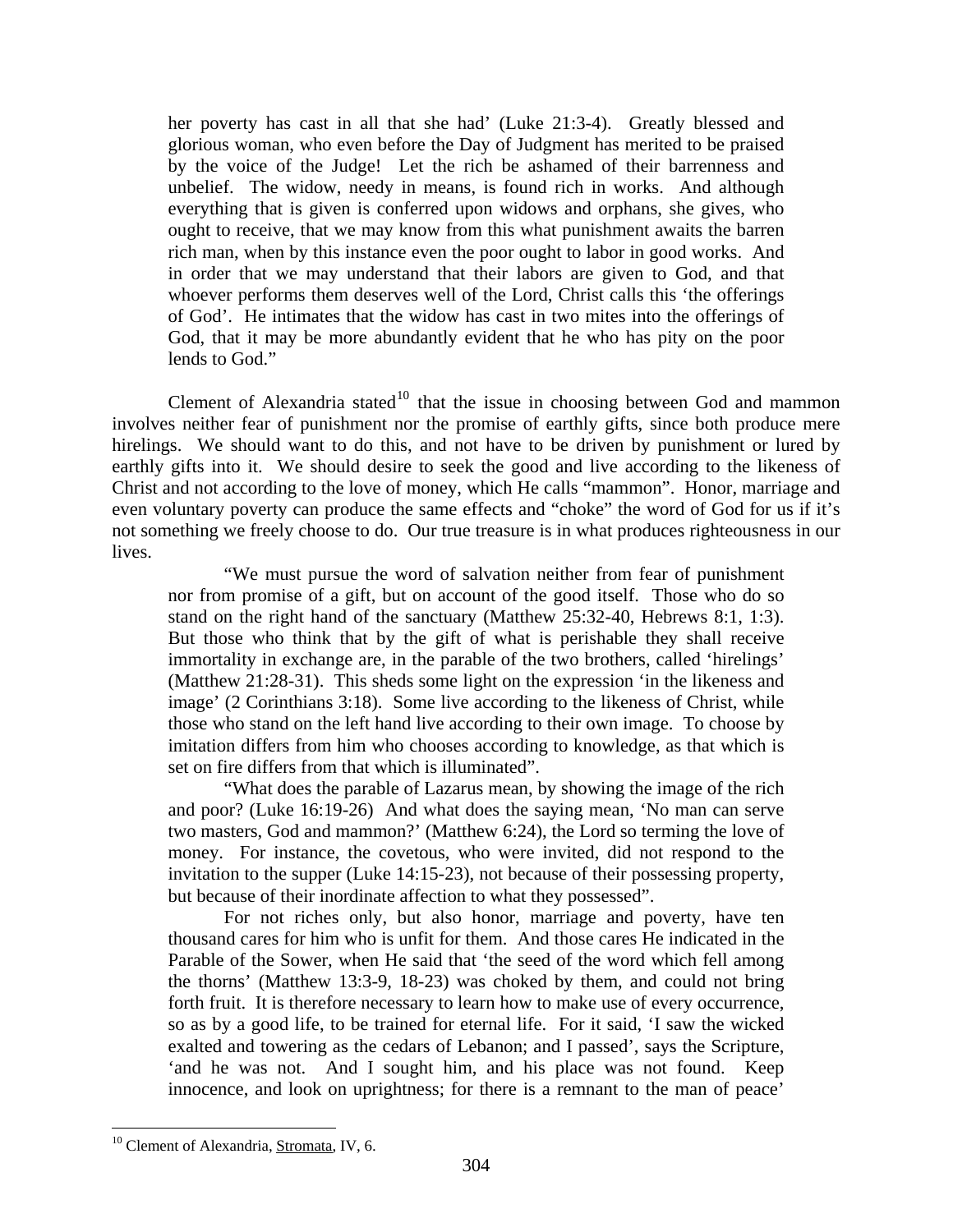> her poverty has cast in all that she had' (Luke 21:3-4). Greatly blessed and glorious woman, who even before the Day of Judgment has merited to be praised by the voice of the Judge! Let the rich be ashamed of their barrenness and unbelief. The widow, needy in means, is found rich in works. And although everything that is given is conferred upon widows and orphans, she gives, who ought to receive, that we may know from this what punishment awaits the barren rich man, when by this instance even the poor ought to labor in good works. And in order that we may understand that their labors are given to God, and that whoever performs them deserves well of the Lord, Christ calls this 'the offerings of God'. He intimates that the widow has cast in two mites into the offerings of God, that it may be more abundantly evident that he who has pity on the poor lends to God."

Clement of Alexandria stated[10] that the issue in choosing between God and mammon involves neither fear of punishment nor the promise of earthly gifts, since both produce mere hirelings. We should want to do this, and not have to be driven by punishment or lured by earthly gifts into it. We should desire to seek the good and live according to the likeness of Christ and not according to the love of money, which He calls "mammon". Honor, marriage and even voluntary poverty can produce the same effects and "choke" the word of God for us if it's not something we freely choose to do. Our true treasure is in what produces righteousness in our lives.

> "We must pursue the word of salvation neither from fear of punishment nor from promise of a gift, but on account of the good itself. Those who do so stand on the right hand of the sanctuary (Matthew 25:32-40, Hebrews 8:1, 1:3). But those who think that by the gift of what is perishable they shall receive immortality in exchange are, in the parable of the two brothers, called 'hirelings' (Matthew 21:28-31). This sheds some light on the expression 'in the likeness and image' (2 Corinthians 3:18). Some live according to the likeness of Christ, while those who stand on the left hand live according to their own image. To choose by imitation differs from him who chooses according to knowledge, as that which is set on fire differs from that which is illuminated".
>
> "What does the parable of Lazarus mean, by showing the image of the rich and poor? (Luke 16:19-26) And what does the saying mean, 'No man can serve two masters, God and mammon?' (Matthew 6:24), the Lord so terming the love of money. For instance, the covetous, who were invited, did not respond to the invitation to the supper (Luke 14:15-23), not because of their possessing property, but because of their inordinate affection to what they possessed".
>
> For not riches only, but also honor, marriage and poverty, have ten thousand cares for him who is unfit for them. And those cares He indicated in the Parable of the Sower, when He said that 'the seed of the word which fell among the thorns' (Matthew 13:3-9, 18-23) was choked by them, and could not bring forth fruit. It is therefore necessary to learn how to make use of every occurrence, so as by a good life, to be trained for eternal life. For it said, 'I saw the wicked exalted and towering as the cedars of Lebanon; and I passed', says the Scripture, 'and he was not. And I sought him, and his place was not found. Keep innocence, and look on uprightness; for there is a remnant to the man of peace'

---

[10] Clement of Alexandria, Stromata, IV, 6.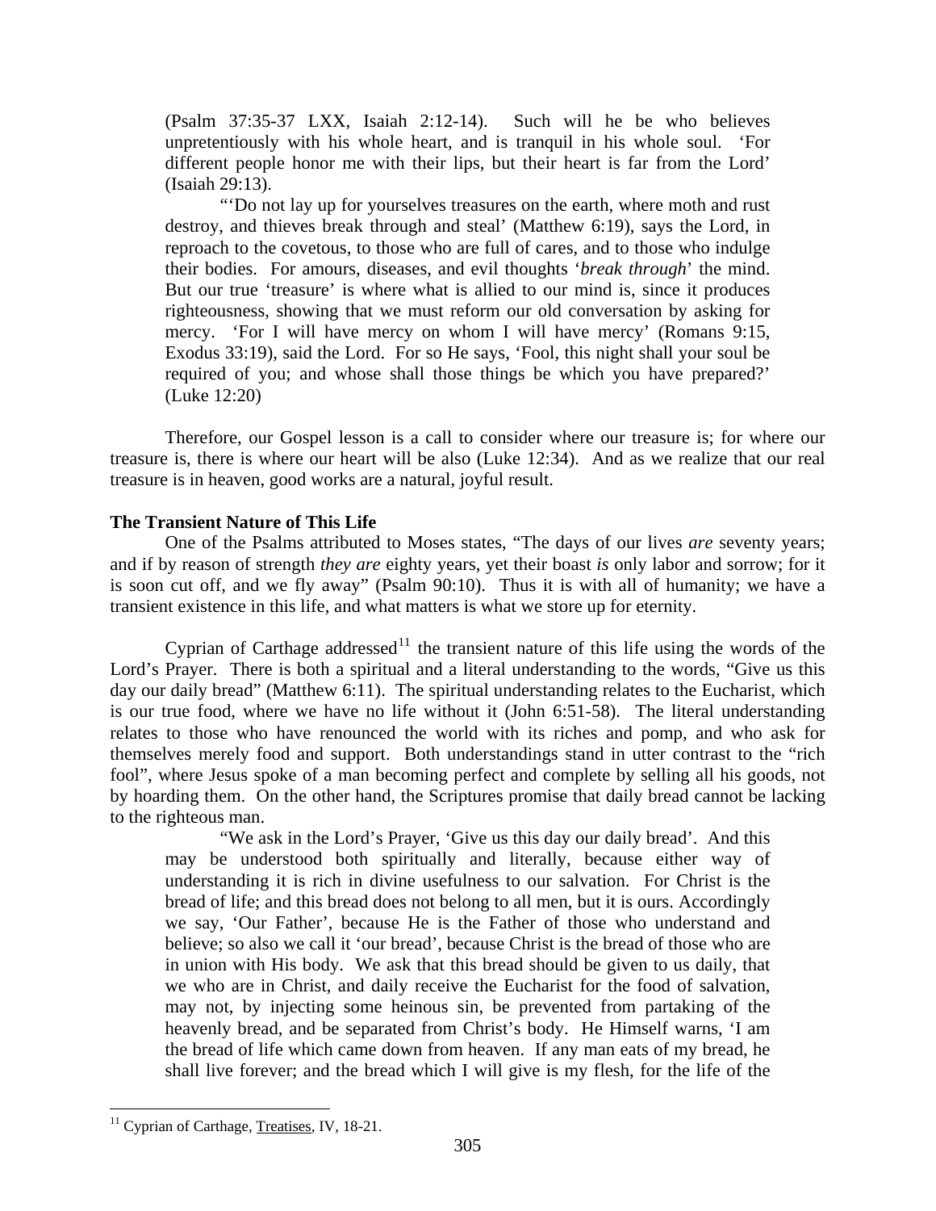(Psalm 37:35-37 LXX, Isaiah 2:12-14). Such will he be who believes unpretentiously with his whole heart, and is tranquil in his whole soul. 'For different people honor me with their lips, but their heart is far from the Lord' (Isaiah 29:13).

"'Do not lay up for yourselves treasures on the earth, where moth and rust destroy, and thieves break through and steal' (Matthew 6:19), says the Lord, in reproach to the covetous, to those who are full of cares, and to those who indulge their bodies. For amours, diseases, and evil thoughts '*break through*' the mind. But our true 'treasure' is where what is allied to our mind is, since it produces righteousness, showing that we must reform our old conversation by asking for mercy. 'For I will have mercy on whom I will have mercy' (Romans 9:15, Exodus 33:19), said the Lord. For so He says, 'Fool, this night shall your soul be required of you; and whose shall those things be which you have prepared?' (Luke 12:20)

Therefore, our Gospel lesson is a call to consider where our treasure is; for where our treasure is, there is where our heart will be also (Luke 12:34). And as we realize that our real treasure is in heaven, good works are a natural, joyful result.

**The Transient Nature of This Life**

One of the Psalms attributed to Moses states, "The days of our lives *are* seventy years; and if by reason of strength *they are* eighty years, yet their boast *is* only labor and sorrow; for it is soon cut off, and we fly away" (Psalm 90:10). Thus it is with all of humanity; we have a transient existence in this life, and what matters is what we store up for eternity.

Cyprian of Carthage addressed[11] the transient nature of this life using the words of the Lord's Prayer. There is both a spiritual and a literal understanding to the words, "Give us this day our daily bread" (Matthew 6:11). The spiritual understanding relates to the Eucharist, which is our true food, where we have no life without it (John 6:51-58). The literal understanding relates to those who have renounced the world with its riches and pomp, and who ask for themselves merely food and support. Both understandings stand in utter contrast to the "rich fool", where Jesus spoke of a man becoming perfect and complete by selling all his goods, not by hoarding them. On the other hand, the Scriptures promise that daily bread cannot be lacking to the righteous man.

"We ask in the Lord's Prayer, 'Give us this day our daily bread'. And this may be understood both spiritually and literally, because either way of understanding it is rich in divine usefulness to our salvation. For Christ is the bread of life; and this bread does not belong to all men, but it is ours. Accordingly we say, 'Our Father', because He is the Father of those who understand and believe; so also we call it 'our bread', because Christ is the bread of those who are in union with His body. We ask that this bread should be given to us daily, that we who are in Christ, and daily receive the Eucharist for the food of salvation, may not, by injecting some heinous sin, be prevented from partaking of the heavenly bread, and be separated from Christ's body. He Himself warns, 'I am the bread of life which came down from heaven. If any man eats of my bread, he shall live forever; and the bread which I will give is my flesh, for the life of the

[11] Cyprian of Carthage, Treatises, IV, 18-21.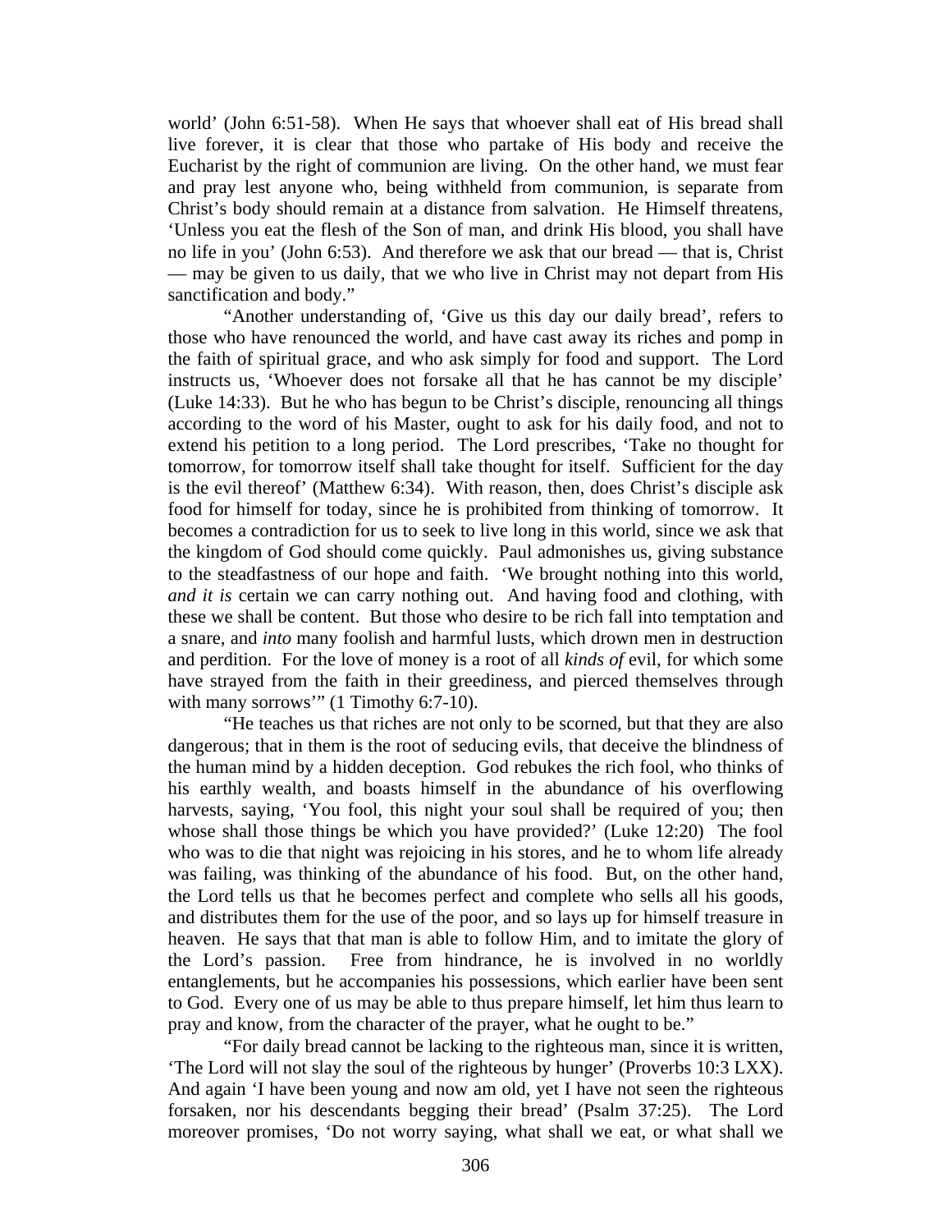world' (John 6:51-58). When He says that whoever shall eat of His bread shall live forever, it is clear that those who partake of His body and receive the Eucharist by the right of communion are living. On the other hand, we must fear and pray lest anyone who, being withheld from communion, is separate from Christ's body should remain at a distance from salvation. He Himself threatens, 'Unless you eat the flesh of the Son of man, and drink His blood, you shall have no life in you' (John 6:53). And therefore we ask that our bread — that is, Christ — may be given to us daily, that we who live in Christ may not depart from His sanctification and body."

"Another understanding of, 'Give us this day our daily bread', refers to those who have renounced the world, and have cast away its riches and pomp in the faith of spiritual grace, and who ask simply for food and support. The Lord instructs us, 'Whoever does not forsake all that he has cannot be my disciple' (Luke 14:33). But he who has begun to be Christ's disciple, renouncing all things according to the word of his Master, ought to ask for his daily food, and not to extend his petition to a long period. The Lord prescribes, 'Take no thought for tomorrow, for tomorrow itself shall take thought for itself. Sufficient for the day is the evil thereof' (Matthew 6:34). With reason, then, does Christ's disciple ask food for himself for today, since he is prohibited from thinking of tomorrow. It becomes a contradiction for us to seek to live long in this world, since we ask that the kingdom of God should come quickly. Paul admonishes us, giving substance to the steadfastness of our hope and faith. 'We brought nothing into this world, *and it is* certain we can carry nothing out. And having food and clothing, with these we shall be content. But those who desire to be rich fall into temptation and a snare, and *into* many foolish and harmful lusts, which drown men in destruction and perdition. For the love of money is a root of all *kinds of* evil, for which some have strayed from the faith in their greediness, and pierced themselves through with many sorrows'" (1 Timothy 6:7-10).

"He teaches us that riches are not only to be scorned, but that they are also dangerous; that in them is the root of seducing evils, that deceive the blindness of the human mind by a hidden deception. God rebukes the rich fool, who thinks of his earthly wealth, and boasts himself in the abundance of his overflowing harvests, saying, 'You fool, this night your soul shall be required of you; then whose shall those things be which you have provided?' (Luke 12:20) The fool who was to die that night was rejoicing in his stores, and he to whom life already was failing, was thinking of the abundance of his food. But, on the other hand, the Lord tells us that he becomes perfect and complete who sells all his goods, and distributes them for the use of the poor, and so lays up for himself treasure in heaven. He says that that man is able to follow Him, and to imitate the glory of the Lord's passion. Free from hindrance, he is involved in no worldly entanglements, but he accompanies his possessions, which earlier have been sent to God. Every one of us may be able to thus prepare himself, let him thus learn to pray and know, from the character of the prayer, what he ought to be."

"For daily bread cannot be lacking to the righteous man, since it is written, 'The Lord will not slay the soul of the righteous by hunger' (Proverbs 10:3 LXX). And again 'I have been young and now am old, yet I have not seen the righteous forsaken, nor his descendants begging their bread' (Psalm 37:25). The Lord moreover promises, 'Do not worry saying, what shall we eat, or what shall we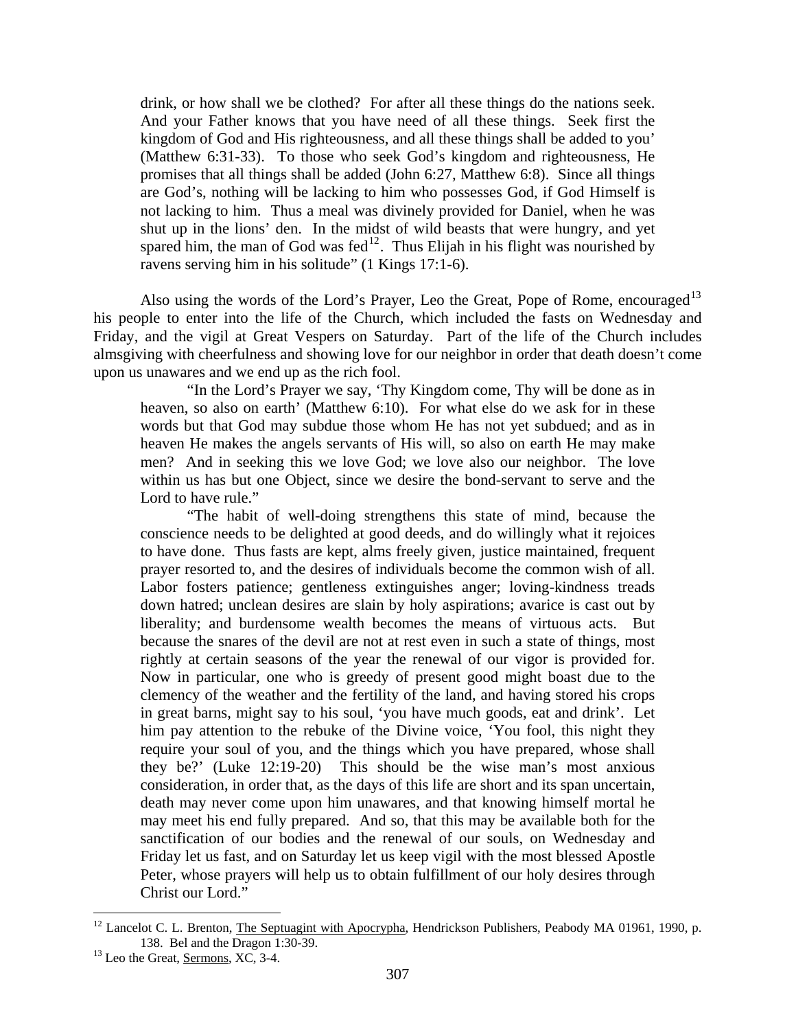> drink, or how shall we be clothed? For after all these things do the nations seek. And your Father knows that you have need of all these things. Seek first the kingdom of God and His righteousness, and all these things shall be added to you' (Matthew 6:31-33). To those who seek God's kingdom and righteousness, He promises that all things shall be added (John 6:27, Matthew 6:8). Since all things are God's, nothing will be lacking to him who possesses God, if God Himself is not lacking to him. Thus a meal was divinely provided for Daniel, when he was shut up in the lions' den. In the midst of wild beasts that were hungry, and yet spared him, the man of God was fed[12]. Thus Elijah in his flight was nourished by ravens serving him in his solitude" (1 Kings 17:1-6).

Also using the words of the Lord's Prayer, Leo the Great, Pope of Rome, encouraged[13] his people to enter into the life of the Church, which included the fasts on Wednesday and Friday, and the vigil at Great Vespers on Saturday. Part of the life of the Church includes almsgiving with cheerfulness and showing love for our neighbor in order that death doesn't come upon us unawares and we end up as the rich fool.

> "In the Lord's Prayer we say, 'Thy Kingdom come, Thy will be done as in heaven, so also on earth' (Matthew 6:10). For what else do we ask for in these words but that God may subdue those whom He has not yet subdued; and as in heaven He makes the angels servants of His will, so also on earth He may make men? And in seeking this we love God; we love also our neighbor. The love within us has but one Object, since we desire the bond-servant to serve and the Lord to have rule."
>
> "The habit of well-doing strengthens this state of mind, because the conscience needs to be delighted at good deeds, and do willingly what it rejoices to have done. Thus fasts are kept, alms freely given, justice maintained, frequent prayer resorted to, and the desires of individuals become the common wish of all. Labor fosters patience; gentleness extinguishes anger; loving-kindness treads down hatred; unclean desires are slain by holy aspirations; avarice is cast out by liberality; and burdensome wealth becomes the means of virtuous acts. But because the snares of the devil are not at rest even in such a state of things, most rightly at certain seasons of the year the renewal of our vigor is provided for. Now in particular, one who is greedy of present good might boast due to the clemency of the weather and the fertility of the land, and having stored his crops in great barns, might say to his soul, 'you have much goods, eat and drink'. Let him pay attention to the rebuke of the Divine voice, 'You fool, this night they require your soul of you, and the things which you have prepared, whose shall they be?' (Luke 12:19-20) This should be the wise man's most anxious consideration, in order that, as the days of this life are short and its span uncertain, death may never come upon him unawares, and that knowing himself mortal he may meet his end fully prepared. And so, that this may be available both for the sanctification of our bodies and the renewal of our souls, on Wednesday and Friday let us fast, and on Saturday let us keep vigil with the most blessed Apostle Peter, whose prayers will help us to obtain fulfillment of our holy desires through Christ our Lord."

---

[12] Lancelot C. L. Brenton, The Septuagint with Apocrypha, Hendrickson Publishers, Peabody MA 01961, 1990, p. 138. Bel and the Dragon 1:30-39.

[13] Leo the Great, Sermons, XC, 3-4.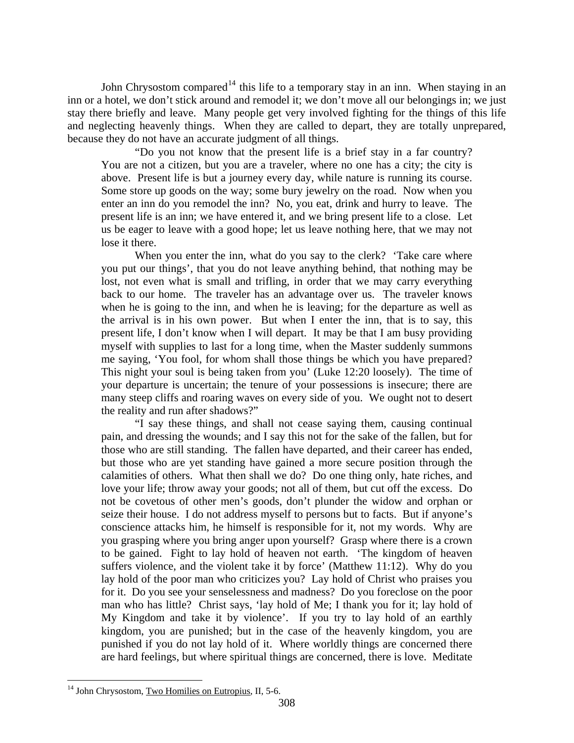John Chrysostom compared[14] this life to a temporary stay in an inn. When staying in an inn or a hotel, we don't stick around and remodel it; we don't move all our belongings in; we just stay there briefly and leave. Many people get very involved fighting for the things of this life and neglecting heavenly things. When they are called to depart, they are totally unprepared, because they do not have an accurate judgment of all things.

> "Do you not know that the present life is a brief stay in a far country? You are not a citizen, but you are a traveler, where no one has a city; the city is above. Present life is but a journey every day, while nature is running its course. Some store up goods on the way; some bury jewelry on the road. Now when you enter an inn do you remodel the inn? No, you eat, drink and hurry to leave. The present life is an inn; we have entered it, and we bring present life to a close. Let us be eager to leave with a good hope; let us leave nothing here, that we may not lose it there.
>
> When you enter the inn, what do you say to the clerk? 'Take care where you put our things', that you do not leave anything behind, that nothing may be lost, not even what is small and trifling, in order that we may carry everything back to our home. The traveler has an advantage over us. The traveler knows when he is going to the inn, and when he is leaving; for the departure as well as the arrival is in his own power. But when I enter the inn, that is to say, this present life, I don't know when I will depart. It may be that I am busy providing myself with supplies to last for a long time, when the Master suddenly summons me saying, 'You fool, for whom shall those things be which you have prepared? This night your soul is being taken from you' (Luke 12:20 loosely). The time of your departure is uncertain; the tenure of your possessions is insecure; there are many steep cliffs and roaring waves on every side of you. We ought not to desert the reality and run after shadows?"
>
> "I say these things, and shall not cease saying them, causing continual pain, and dressing the wounds; and I say this not for the sake of the fallen, but for those who are still standing. The fallen have departed, and their career has ended, but those who are yet standing have gained a more secure position through the calamities of others. What then shall we do? Do one thing only, hate riches, and love your life; throw away your goods; not all of them, but cut off the excess. Do not be covetous of other men's goods, don't plunder the widow and orphan or seize their house. I do not address myself to persons but to facts. But if anyone's conscience attacks him, he himself is responsible for it, not my words. Why are you grasping where you bring anger upon yourself? Grasp where there is a crown to be gained. Fight to lay hold of heaven not earth. 'The kingdom of heaven suffers violence, and the violent take it by force' (Matthew 11:12). Why do you lay hold of the poor man who criticizes you? Lay hold of Christ who praises you for it. Do you see your senselessness and madness? Do you foreclose on the poor man who has little? Christ says, 'lay hold of Me; I thank you for it; lay hold of My Kingdom and take it by violence'. If you try to lay hold of an earthly kingdom, you are punished; but in the case of the heavenly kingdom, you are punished if you do not lay hold of it. Where worldly things are concerned there are hard feelings, but where spiritual things are concerned, there is love. Meditate

[14] John Chrysostom, Two Homilies on Eutropius, II, 5-6.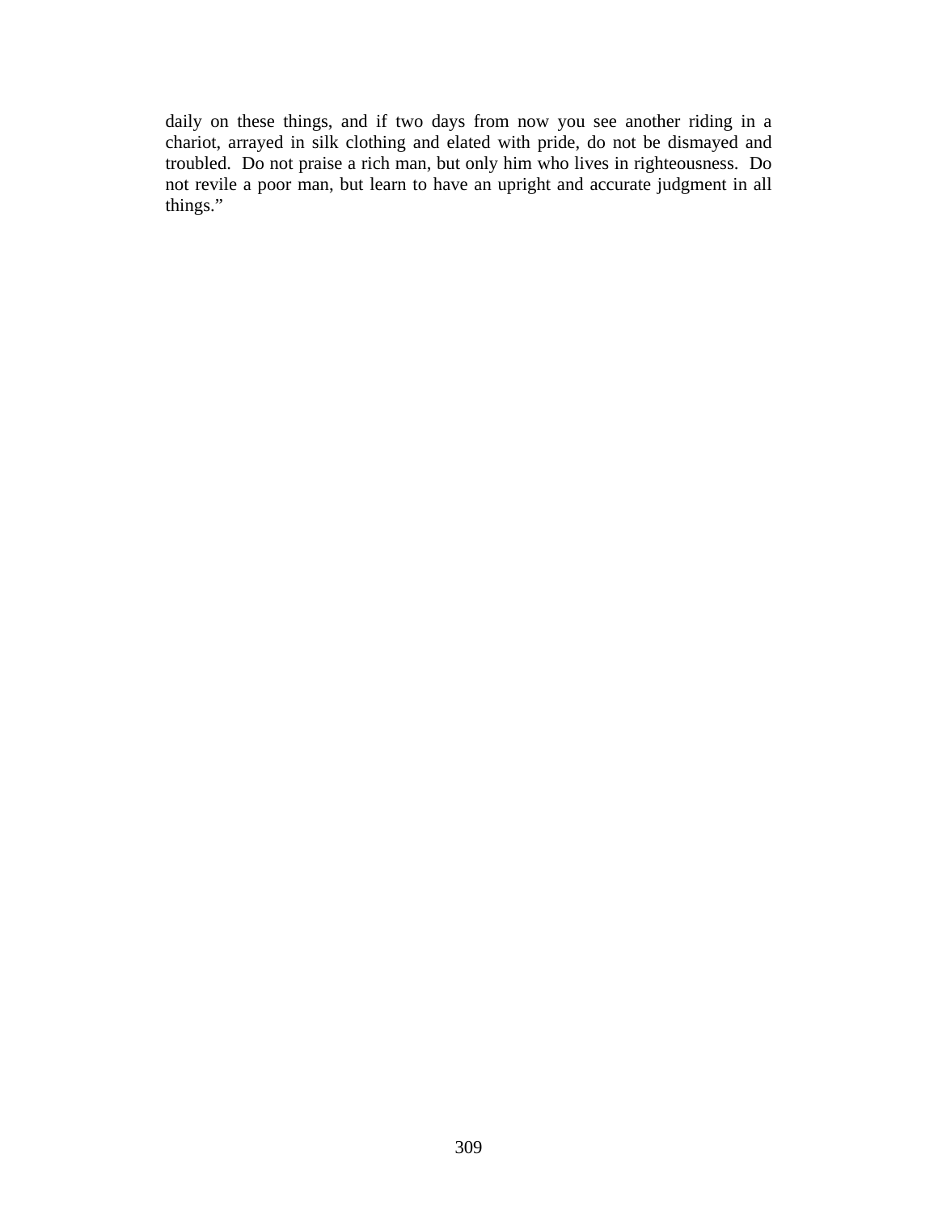daily on these things, and if two days from now you see another riding in a chariot, arrayed in silk clothing and elated with pride, do not be dismayed and troubled. Do not praise a rich man, but only him who lives in righteousness. Do not revile a poor man, but learn to have an upright and accurate judgment in all things."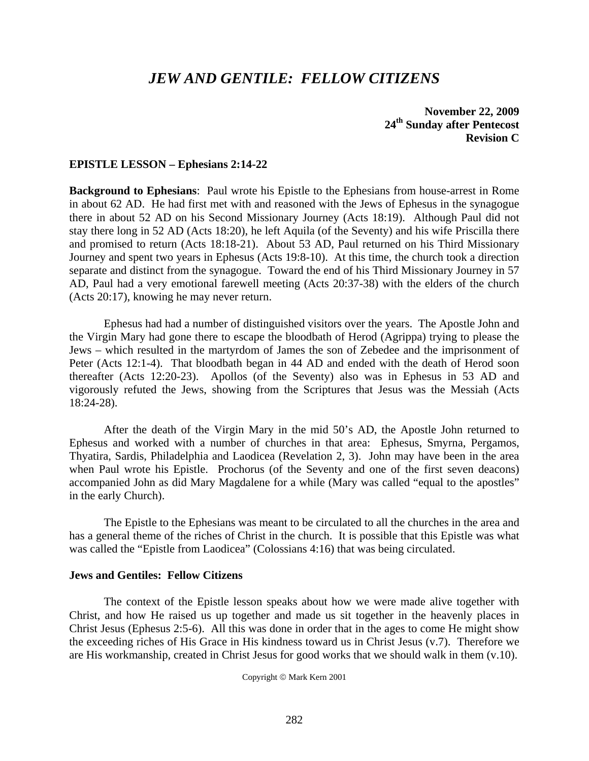# *JEW AND GENTILE: FELLOW CITIZENS*

**November 22, 2009**
**24th Sunday after Pentecost**
**Revision C**

## EPISTLE LESSON – Ephesians 2:14-22

**Background to Ephesians**: Paul wrote his Epistle to the Ephesians from house-arrest in Rome in about 62 AD. He had first met with and reasoned with the Jews of Ephesus in the synagogue there in about 52 AD on his Second Missionary Journey (Acts 18:19). Although Paul did not stay there long in 52 AD (Acts 18:20), he left Aquila (of the Seventy) and his wife Priscilla there and promised to return (Acts 18:18-21). About 53 AD, Paul returned on his Third Missionary Journey and spent two years in Ephesus (Acts 19:8-10). At this time, the church took a direction separate and distinct from the synagogue. Toward the end of his Third Missionary Journey in 57 AD, Paul had a very emotional farewell meeting (Acts 20:37-38) with the elders of the church (Acts 20:17), knowing he may never return.

Ephesus had had a number of distinguished visitors over the years. The Apostle John and the Virgin Mary had gone there to escape the bloodbath of Herod (Agrippa) trying to please the Jews – which resulted in the martyrdom of James the son of Zebedee and the imprisonment of Peter (Acts 12:1-4). That bloodbath began in 44 AD and ended with the death of Herod soon thereafter (Acts 12:20-23). Apollos (of the Seventy) also was in Ephesus in 53 AD and vigorously refuted the Jews, showing from the Scriptures that Jesus was the Messiah (Acts 18:24-28).

After the death of the Virgin Mary in the mid 50's AD, the Apostle John returned to Ephesus and worked with a number of churches in that area: Ephesus, Smyrna, Pergamos, Thyatira, Sardis, Philadelphia and Laodicea (Revelation 2, 3). John may have been in the area when Paul wrote his Epistle. Prochorus (of the Seventy and one of the first seven deacons) accompanied John as did Mary Magdalene for a while (Mary was called "equal to the apostles" in the early Church).

The Epistle to the Ephesians was meant to be circulated to all the churches in the area and has a general theme of the riches of Christ in the church. It is possible that this Epistle was what was called the "Epistle from Laodicea" (Colossians 4:16) that was being circulated.

### Jews and Gentiles: Fellow Citizens

The context of the Epistle lesson speaks about how we were made alive together with Christ, and how He raised us up together and made us sit together in the heavenly places in Christ Jesus (Ephesus 2:5-6). All this was done in order that in the ages to come He might show the exceeding riches of His Grace in His kindness toward us in Christ Jesus (v.7). Therefore we are His workmanship, created in Christ Jesus for good works that we should walk in them (v.10).

Copyright © Mark Kern 2001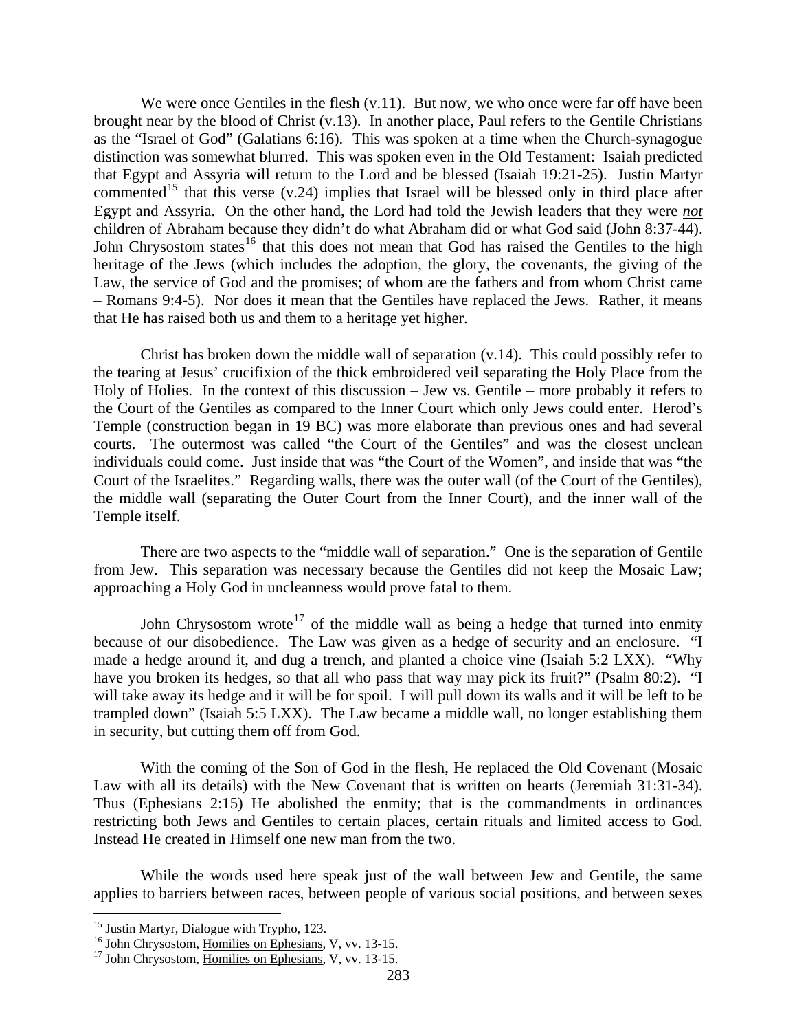We were once Gentiles in the flesh (v.11). But now, we who once were far off have been brought near by the blood of Christ (v.13). In another place, Paul refers to the Gentile Christians as the "Israel of God" (Galatians 6:16). This was spoken at a time when the Church-synagogue distinction was somewhat blurred. This was spoken even in the Old Testament: Isaiah predicted that Egypt and Assyria will return to the Lord and be blessed (Isaiah 19:21-25). Justin Martyr commented[15] that this verse (v.24) implies that Israel will be blessed only in third place after Egypt and Assyria. On the other hand, the Lord had told the Jewish leaders that they were ***not*** children of Abraham because they didn't do what Abraham did or what God said (John 8:37-44). John Chrysostom states[16] that this does not mean that God has raised the Gentiles to the high heritage of the Jews (which includes the adoption, the glory, the covenants, the giving of the Law, the service of God and the promises; of whom are the fathers and from whom Christ came – Romans 9:4-5). Nor does it mean that the Gentiles have replaced the Jews. Rather, it means that He has raised both us and them to a heritage yet higher.

Christ has broken down the middle wall of separation (v.14). This could possibly refer to the tearing at Jesus' crucifixion of the thick embroidered veil separating the Holy Place from the Holy of Holies. In the context of this discussion – Jew vs. Gentile – more probably it refers to the Court of the Gentiles as compared to the Inner Court which only Jews could enter. Herod's Temple (construction began in 19 BC) was more elaborate than previous ones and had several courts. The outermost was called "the Court of the Gentiles" and was the closest unclean individuals could come. Just inside that was "the Court of the Women", and inside that was "the Court of the Israelites." Regarding walls, there was the outer wall (of the Court of the Gentiles), the middle wall (separating the Outer Court from the Inner Court), and the inner wall of the Temple itself.

There are two aspects to the "middle wall of separation." One is the separation of Gentile from Jew. This separation was necessary because the Gentiles did not keep the Mosaic Law; approaching a Holy God in uncleanness would prove fatal to them.

John Chrysostom wrote[17] of the middle wall as being a hedge that turned into enmity because of our disobedience. The Law was given as a hedge of security and an enclosure. "I made a hedge around it, and dug a trench, and planted a choice vine (Isaiah 5:2 LXX). "Why have you broken its hedges, so that all who pass that way may pick its fruit?" (Psalm 80:2). "I will take away its hedge and it will be for spoil. I will pull down its walls and it will be left to be trampled down" (Isaiah 5:5 LXX). The Law became a middle wall, no longer establishing them in security, but cutting them off from God.

With the coming of the Son of God in the flesh, He replaced the Old Covenant (Mosaic Law with all its details) with the New Covenant that is written on hearts (Jeremiah 31:31-34). Thus (Ephesians 2:15) He abolished the enmity; that is the commandments in ordinances restricting both Jews and Gentiles to certain places, certain rituals and limited access to God. Instead He created in Himself one new man from the two.

While the words used here speak just of the wall between Jew and Gentile, the same applies to barriers between races, between people of various social positions, and between sexes

---

[15] Justin Martyr, Dialogue with Trypho, 123.

[16] John Chrysostom, Homilies on Ephesians, V, vv. 13-15.

[17] John Chrysostom, Homilies on Ephesians, V, vv. 13-15.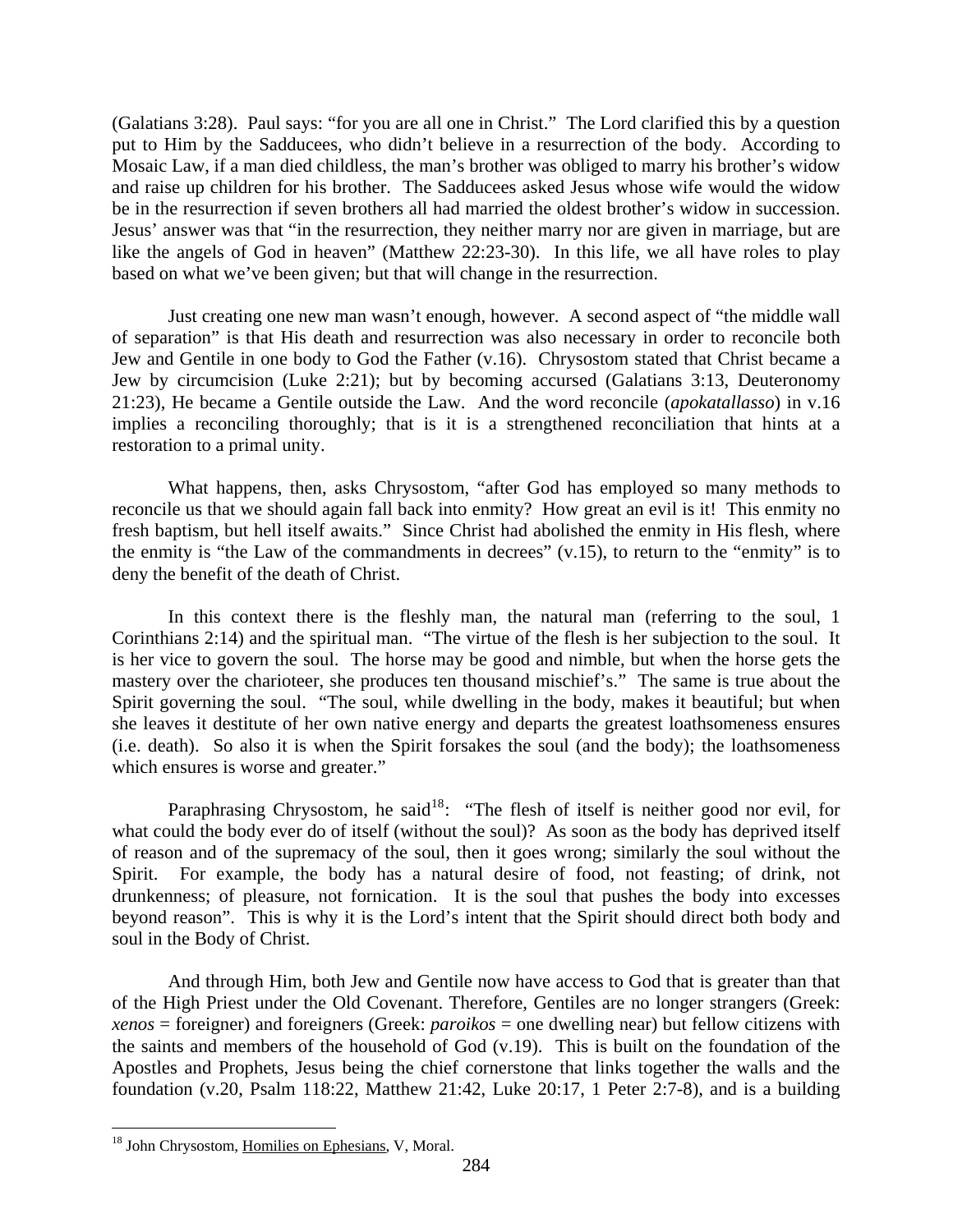(Galatians 3:28). Paul says: "for you are all one in Christ." The Lord clarified this by a question put to Him by the Sadducees, who didn't believe in a resurrection of the body. According to Mosaic Law, if a man died childless, the man's brother was obliged to marry his brother's widow and raise up children for his brother. The Sadducees asked Jesus whose wife would the widow be in the resurrection if seven brothers all had married the oldest brother's widow in succession. Jesus' answer was that "in the resurrection, they neither marry nor are given in marriage, but are like the angels of God in heaven" (Matthew 22:23-30). In this life, we all have roles to play based on what we've been given; but that will change in the resurrection.

Just creating one new man wasn't enough, however. A second aspect of "the middle wall of separation" is that His death and resurrection was also necessary in order to reconcile both Jew and Gentile in one body to God the Father (v.16). Chrysostom stated that Christ became a Jew by circumcision (Luke 2:21); but by becoming accursed (Galatians 3:13, Deuteronomy 21:23), He became a Gentile outside the Law. And the word reconcile (*apokatallasso*) in v.16 implies a reconciling thoroughly; that is it is a strengthened reconciliation that hints at a restoration to a primal unity.

What happens, then, asks Chrysostom, "after God has employed so many methods to reconcile us that we should again fall back into enmity? How great an evil is it! This enmity no fresh baptism, but hell itself awaits." Since Christ had abolished the enmity in His flesh, where the enmity is "the Law of the commandments in decrees" (v.15), to return to the "enmity" is to deny the benefit of the death of Christ.

In this context there is the fleshly man, the natural man (referring to the soul, 1 Corinthians 2:14) and the spiritual man. "The virtue of the flesh is her subjection to the soul. It is her vice to govern the soul. The horse may be good and nimble, but when the horse gets the mastery over the charioteer, she produces ten thousand mischief's." The same is true about the Spirit governing the soul. "The soul, while dwelling in the body, makes it beautiful; but when she leaves it destitute of her own native energy and departs the greatest loathsomeness ensures (i.e. death). So also it is when the Spirit forsakes the soul (and the body); the loathsomeness which ensures is worse and greater."

Paraphrasing Chrysostom, he said[18]: "The flesh of itself is neither good nor evil, for what could the body ever do of itself (without the soul)? As soon as the body has deprived itself of reason and of the supremacy of the soul, then it goes wrong; similarly the soul without the Spirit. For example, the body has a natural desire of food, not feasting; of drink, not drunkenness; of pleasure, not fornication. It is the soul that pushes the body into excesses beyond reason". This is why it is the Lord's intent that the Spirit should direct both body and soul in the Body of Christ.

And through Him, both Jew and Gentile now have access to God that is greater than that of the High Priest under the Old Covenant. Therefore, Gentiles are no longer strangers (Greek: *xenos* = foreigner) and foreigners (Greek: *paroikos* = one dwelling near) but fellow citizens with the saints and members of the household of God (v.19). This is built on the foundation of the Apostles and Prophets, Jesus being the chief cornerstone that links together the walls and the foundation (v.20, Psalm 118:22, Matthew 21:42, Luke 20:17, 1 Peter 2:7-8), and is a building

---

[18] John Chrysostom, Homilies on Ephesians, V, Moral.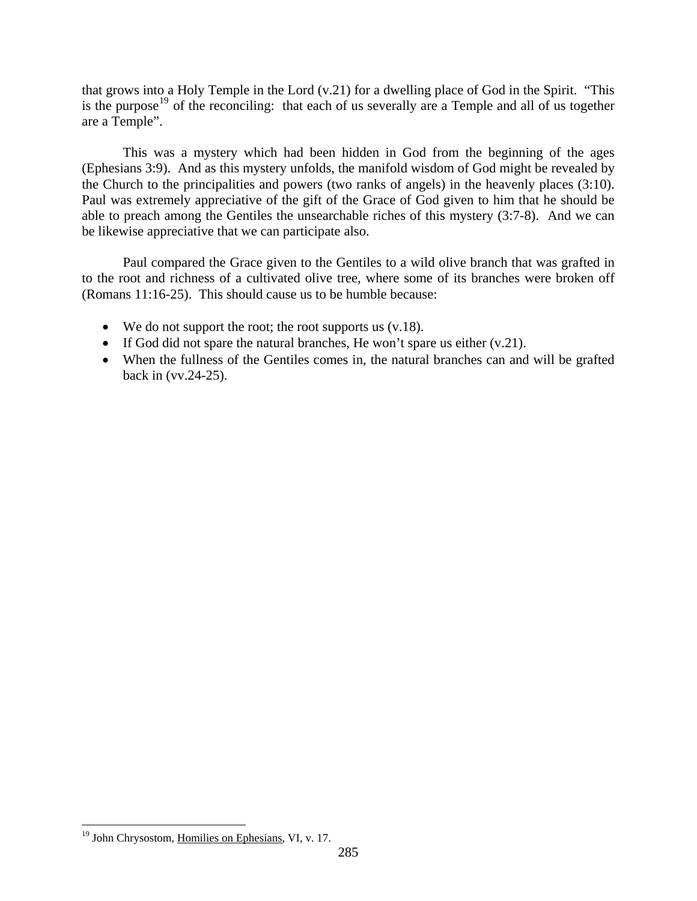that grows into a Holy Temple in the Lord (v.21) for a dwelling place of God in the Spirit. "This is the purpose[19] of the reconciling: that each of us severally are a Temple and all of us together are a Temple".

This was a mystery which had been hidden in God from the beginning of the ages (Ephesians 3:9). And as this mystery unfolds, the manifold wisdom of God might be revealed by the Church to the principalities and powers (two ranks of angels) in the heavenly places (3:10). Paul was extremely appreciative of the gift of the Grace of God given to him that he should be able to preach among the Gentiles the unsearchable riches of this mystery (3:7-8). And we can be likewise appreciative that we can participate also.

Paul compared the Grace given to the Gentiles to a wild olive branch that was grafted in to the root and richness of a cultivated olive tree, where some of its branches were broken off (Romans 11:16-25). This should cause us to be humble because:

- We do not support the root; the root supports us (v.18).
- If God did not spare the natural branches, He won't spare us either (v.21).
- When the fullness of the Gentiles comes in, the natural branches can and will be grafted back in (vv.24-25).

---

[19] John Chrysostom, Homilies on Ephesians, VI, v. 17.